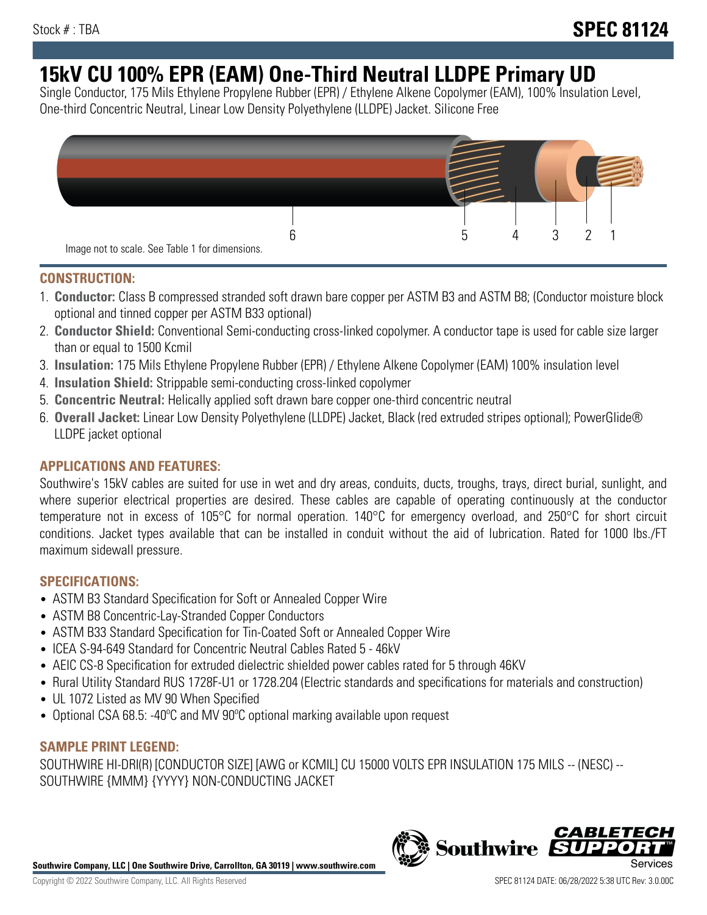Stock # : TBA

# SPEC 81124

# 15kV CU 100% EPR (EAM) One-Third Neutral LLDPE Primary UD

Single Conductor, 175 Mils Ethylene Propylene Rubber (EPR) / Ethylene Alkene Copolymer (EAM), 100% Insulation Level, One-third Concentric Neutral, Linear Low Density Polyethylene (LLDPE) Jacket. Silicone Free

6 5 4 3 2 1

Image not to scale. See Table 1 for dimensions.

## CONSTRUCTION:

1. **Conductor:** Class B compressed stranded soft drawn bare copper per ASTM B3 and ASTM B8; (Conductor moisture block optional and tinned copper per ASTM B33 optional)
2. **Conductor Shield:** Conventional Semi-conducting cross-linked copolymer. A conductor tape is used for cable size larger than or equal to 1500 Kcmil
3. **Insulation:** 175 Mils Ethylene Propylene Rubber (EPR) / Ethylene Alkene Copolymer (EAM) 100% insulation level
4. **Insulation Shield:** Strippable semi-conducting cross-linked copolymer
5. **Concentric Neutral:** Helically applied soft drawn bare copper one-third concentric neutral
6. **Overall Jacket:** Linear Low Density Polyethylene (LLDPE) Jacket, Black (red extruded stripes optional); PowerGlide® LLDPE jacket optional

## APPLICATIONS AND FEATURES:

Southwire's 15kV cables are suited for use in wet and dry areas, conduits, ducts, troughs, trays, direct burial, sunlight, and where superior electrical properties are desired. These cables are capable of operating continuously at the conductor temperature not in excess of 105°C for normal operation. 140°C for emergency overload, and 250°C for short circuit conditions. Jacket types available that can be installed in conduit without the aid of lubrication. Rated for 1000 lbs./FT maximum sidewall pressure.

## SPECIFICATIONS:

- ASTM B3 Standard Specification for Soft or Annealed Copper Wire
- ASTM B8 Concentric-Lay-Stranded Copper Conductors
- ASTM B33 Standard Specification for Tin-Coated Soft or Annealed Copper Wire
- ICEA S-94-649 Standard for Concentric Neutral Cables Rated 5 - 46kV
- AEIC CS-8 Specification for extruded dielectric shielded power cables rated for 5 through 46KV
- Rural Utility Standard RUS 1728F-U1 or 1728.204 (Electric standards and specifications for materials and construction)
- UL 1072 Listed as MV 90 When Specified
- Optional CSA 68.5: -40ºC and MV 90ºC optional marking available upon request

## SAMPLE PRINT LEGEND:

SOUTHWIRE HI-DRI(R) [CONDUCTOR SIZE] [AWG or KCMIL] CU 15000 VOLTS EPR INSULATION 175 MILS -- (NESC) -- SOUTHWIRE {MMM} {YYYY} NON-CONDUCTING JACKET

**Southwire Company, LLC | One Southwire Drive, Carrollton, GA 30119 | www.southwire.com**

Copyright © 2022 Southwire Company, LLC. All Rights Reserved

SPEC 81124 DATE: 06/28/2022 5:38 UTC Rev: 3.0.00C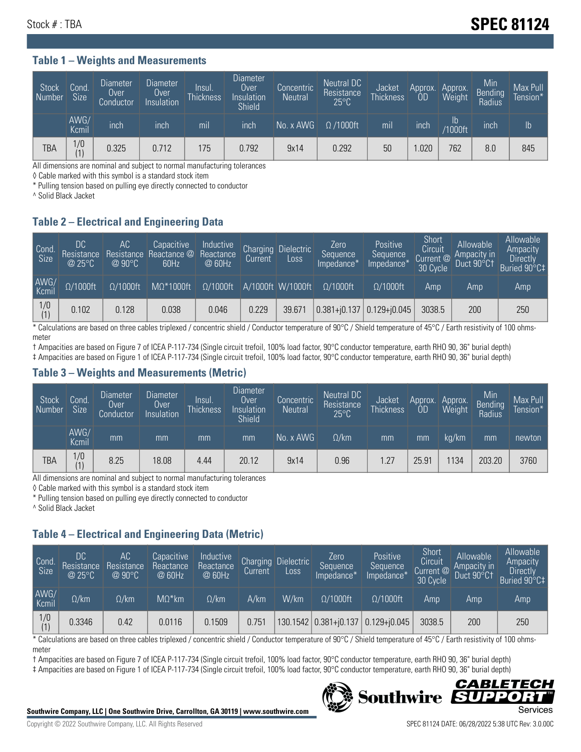Stock # : TBA

# SPEC 81124

### Table 1 – Weights and Measurements

| Stock Number | Cond. Size | Diameter Over Conductor | Diameter Over Insulation | Insul. Thickness | Diameter Over Insulation Shield | Concentric Neutral | Neutral DC Resistance 25°C | Jacket Thickness | Approx. OD | Approx. Weight | Min Bending Radius | Max Pull Tension* |
|---|---|---|---|---|---|---|---|---|---|---|---|---|
| | AWG/ Kcmil | inch | inch | mil | inch | No. x AWG | Ω /1000ft | mil | inch | lb /1000ft | inch | lb |
| TBA | 1/0 (1) | 0.325 | 0.712 | 175 | 0.792 | 9x14 | 0.292 | 50 | 1.020 | 762 | 8.0 | 845 |

All dimensions are nominal and subject to normal manufacturing tolerances

◊ Cable marked with this symbol is a standard stock item

* Pulling tension based on pulling eye directly connected to conductor

^ Solid Black Jacket

### Table 2 – Electrical and Engineering Data

| Cond. Size | DC Resistance @ 25°C | AC Resistance @ 90°C | Capacitive Reactance @ 60Hz | Inductive Reactance @ 60Hz | Charging Current | Dielectric Loss | Zero Sequence Impedance* | Positive Sequence Impedance* | Short Circuit Current @ 30 Cycle | Allowable Ampacity in Duct 90°C† | Allowable Ampacity Directly Buried 90°C‡ |
|---|---|---|---|---|---|---|---|---|---|---|---|
| AWG/ Kcmil | Ω/1000ft | Ω/1000ft | MΩ*1000ft | Ω/1000ft | A/1000ft | W/1000ft | Ω/1000ft | Ω/1000ft | Amp | Amp | Amp |
| 1/0 (1) | 0.102 | 0.128 | 0.038 | 0.046 | 0.229 | 39.671 | 0.381+j0.137 | 0.129+j0.045 | 3038.5 | 200 | 250 |

* Calculations are based on three cables triplexed / concentric shield / Conductor temperature of 90°C / Shield temperature of 45°C / Earth resistivity of 100 ohms-meter

† Ampacities are based on Figure 7 of ICEA P-117-734 (Single circuit trefoil, 100% load factor, 90°C conductor temperature, earth RHO 90, 36" burial depth)

‡ Ampacities are based on Figure 1 of ICEA P-117-734 (Single circuit trefoil, 100% load factor, 90°C conductor temperature, earth RHO 90, 36" burial depth)

### Table 3 – Weights and Measurements (Metric)

| Stock Number | Cond. Size | Diameter Over Conductor | Diameter Over Insulation | Insul. Thickness | Diameter Over Insulation Shield | Concentric Neutral | Neutral DC Resistance 25°C | Jacket Thickness | Approx. OD | Approx. Weight | Min Bending Radius | Max Pull Tension* |
|---|---|---|---|---|---|---|---|---|---|---|---|---|
| | AWG/ Kcmil | mm | mm | mm | mm | No. x AWG | Ω/km | mm | mm | kg/km | mm | newton |
| TBA | 1/0 (1) | 8.25 | 18.08 | 4.44 | 20.12 | 9x14 | 0.96 | 1.27 | 25.91 | 1134 | 203.20 | 3760 |

All dimensions are nominal and subject to normal manufacturing tolerances

◊ Cable marked with this symbol is a standard stock item

* Pulling tension based on pulling eye directly connected to conductor

^ Solid Black Jacket

### Table 4 – Electrical and Engineering Data (Metric)

| Cond. Size | DC Resistance @ 25°C | AC Resistance @ 90°C | Capacitive Reactance @ 60Hz | Inductive Reactance @ 60Hz | Charging Current | Dielectric Loss | Zero Sequence Impedance* | Positive Sequence Impedance* | Short Circuit Current @ 30 Cycle | Allowable Ampacity in Duct 90°C† | Allowable Ampacity Directly Buried 90°C‡ |
|---|---|---|---|---|---|---|---|---|---|---|---|
| AWG/ Kcmil | Ω/km | Ω/km | MΩ*km | Ω/km | A/km | W/km | Ω/1000ft | Ω/1000ft | Amp | Amp | Amp |
| 1/0 (1) | 0.3346 | 0.42 | 0.0116 | 0.1509 | 0.751 | 130.1542 | 0.381+j0.137 | 0.129+j0.045 | 3038.5 | 200 | 250 |

* Calculations are based on three cables triplexed / concentric shield / Conductor temperature of 90°C / Shield temperature of 45°C / Earth resistivity of 100 ohms-meter

† Ampacities are based on Figure 7 of ICEA P-117-734 (Single circuit trefoil, 100% load factor, 90°C conductor temperature, earth RHO 90, 36" burial depth)

‡ Ampacities are based on Figure 1 of ICEA P-117-734 (Single circuit trefoil, 100% load factor, 90°C conductor temperature, earth RHO 90, 36" burial depth)

**Southwire Company, LLC | One Southwire Drive, Carrollton, GA 30119 | www.southwire.com**

Copyright © 2022 Southwire Company, LLC. All Rights Reserved

SPEC 81124 DATE: 06/28/2022 5:38 UTC Rev: 3.0.00C